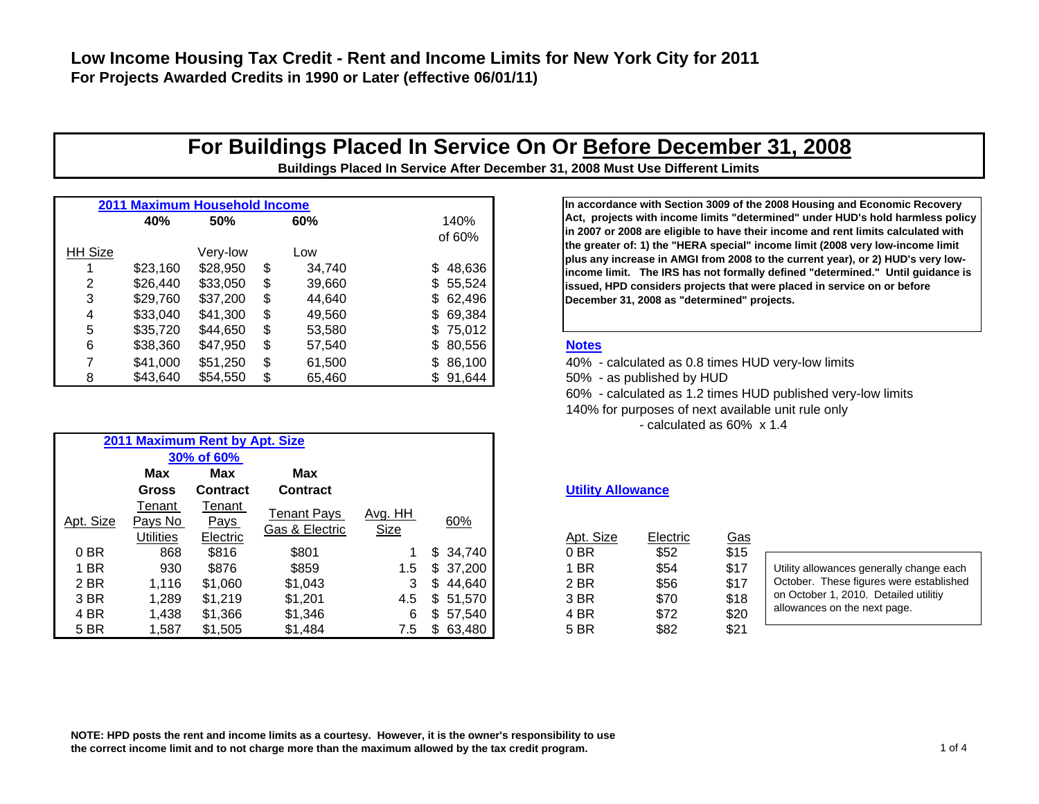# Low Income Housing Tax Credit - Rent and Income Limits for New York City for 2011

**For Projects Awarded Credits in 1990 or Later (effective 06/01/11)**

## For Buildings Placed In Service On Or Before December 31, 2008

**Buildings Placed In Service After December 31, 2008 Must Use Different Limits**

### 2011 Maximum Household Income

| HH Size | 40% | 50% Very-low | 60% Low | 140% of 60% |
|---|---|---|---|---|
| 1 | $23,160 | $28,950 | $ 34,740 | $ 48,636 |
| 2 | $26,440 | $33,050 | $ 39,660 | $ 55,524 |
| 3 | $29,760 | $37,200 | $ 44,640 | $ 62,496 |
| 4 | $33,040 | $41,300 | $ 49,560 | $ 69,384 |
| 5 | $35,720 | $44,650 | $ 53,580 | $ 75,012 |
| 6 | $38,360 | $47,950 | $ 57,540 | $ 80,556 |
| 7 | $41,000 | $51,250 | $ 61,500 | $ 86,100 |
| 8 | $43,640 | $54,550 | $ 65,460 | $ 91,644 |

**In accordance with Section 3009 of the 2008 Housing and Economic Recovery Act, projects with income limits "determined" under HUD's hold harmless policy in 2007 or 2008 are eligible to have their income and rent limits calculated with the greater of: 1) the "HERA special" income limit (2008 very low-income limit plus any increase in AMGI from 2008 to the current year), or 2) HUD's very low-income limit. The IRS has not formally defined "determined." Until guidance is issued, HPD considers projects that were placed in service on or before December 31, 2008 as "determined" projects.**

### Notes

40% - calculated as 0.8 times HUD very-low limits
50% - as published by HUD
60% - calculated as 1.2 times HUD published very-low limits
140% for purposes of next available unit rule only
- calculated as 60% x 1.4

### 2011 Maximum Rent by Apt. Size

| | 30% of 60% | | | | |
|---|---|---|---|---|---|
| Apt. Size | Max Gross Tenant Pays No Utilities | Max Contract Tenant Pays Electric | Max Contract Tenant Pays Gas & Electric | Avg. HH Size | 60% |
| 0 BR | 868 | $816 | $801 | 1 | $ 34,740 |
| 1 BR | 930 | $876 | $859 | 1.5 | $ 37,200 |
| 2 BR | 1,116 | $1,060 | $1,043 | 3 | $ 44,640 |
| 3 BR | 1,289 | $1,219 | $1,201 | 4.5 | $ 51,570 |
| 4 BR | 1,438 | $1,366 | $1,346 | 6 | $ 57,540 |
| 5 BR | 1,587 | $1,505 | $1,484 | 7.5 | $ 63,480 |

### Utility Allowance

| Apt. Size | Electric | Gas |
|---|---|---|
| 0 BR | $52 | $15 |
| 1 BR | $54 | $17 |
| 2 BR | $56 | $17 |
| 3 BR | $70 | $18 |
| 4 BR | $72 | $20 |
| 5 BR | $82 | $21 |

Utility allowances generally change each October. These figures were established on October 1, 2010. Detailed utilitiy allowances on the next page.

**NOTE: HPD posts the rent and income limits as a courtesy. However, it is the owner's responsibility to use the correct income limit and to not charge more than the maximum allowed by the tax credit program.**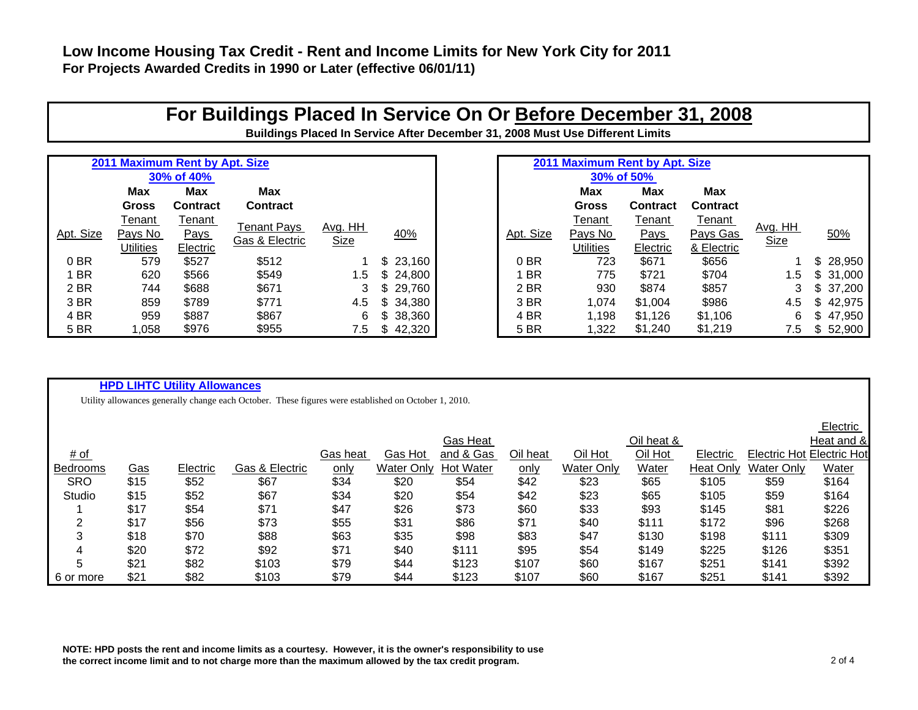# Low Income Housing Tax Credit - Rent and Income Limits for New York City for 2011

**For Projects Awarded Credits in 1990 or Later (effective 06/01/11)**

## For Buildings Placed In Service On Or Before December 31, 2008

**Buildings Placed In Service After December 31, 2008 Must Use Different Limits**

### 2011 Maximum Rent by Apt. Size — 30% of 40%

| Apt. Size | Max Gross Tenant Pays No Utilities | Max Contract Tenant Pays Electric | Max Contract Tenant Pays Gas & Electric | Avg. HH Size | 40% |
|---|---|---|---|---|---|
| 0 BR | 579 | $527 | $512 | 1 | $ 23,160 |
| 1 BR | 620 | $566 | $549 | 1.5 | $ 24,800 |
| 2 BR | 744 | $688 | $671 | 3 | $ 29,760 |
| 3 BR | 859 | $789 | $771 | 4.5 | $ 34,380 |
| 4 BR | 959 | $887 | $867 | 6 | $ 38,360 |
| 5 BR | 1,058 | $976 | $955 | 7.5 | $ 42,320 |

### 2011 Maximum Rent by Apt. Size — 30% of 50%

| Apt. Size | Max Gross Tenant Pays No Utilities | Max Contract Tenant Pays Electric | Max Contract Tenant Pays Gas & Electric | Avg. HH Size | 50% |
|---|---|---|---|---|---|
| 0 BR | 723 | $671 | $656 | 1 | $ 28,950 |
| 1 BR | 775 | $721 | $704 | 1.5 | $ 31,000 |
| 2 BR | 930 | $874 | $857 | 3 | $ 37,200 |
| 3 BR | 1,074 | $1,004 | $986 | 4.5 | $ 42,975 |
| 4 BR | 1,198 | $1,126 | $1,106 | 6 | $ 47,950 |
| 5 BR | 1,322 | $1,240 | $1,219 | 7.5 | $ 52,900 |

### HPD LIHTC Utility Allowances

Utility allowances generally change each October. These figures were established on October 1, 2010.

| # of Bedrooms | Gas | Electric | Gas & Electric | Gas heat only | Gas Hot Water Only | Gas Heat and & Gas Hot Water | Oil heat only | Oil Hot Water Only | Oil heat & Oil Hot Water | Electric Heat Only | Electric Hot Water Only | Electric Heat and & Electric Hot Water |
|---|---|---|---|---|---|---|---|---|---|---|---|---|
| SRO | $15 | $52 | $67 | $34 | $20 | $54 | $42 | $23 | $65 | $105 | $59 | $164 |
| Studio | $15 | $52 | $67 | $34 | $20 | $54 | $42 | $23 | $65 | $105 | $59 | $164 |
| 1 | $17 | $54 | $71 | $47 | $26 | $73 | $60 | $33 | $93 | $145 | $81 | $226 |
| 2 | $17 | $56 | $73 | $55 | $31 | $86 | $71 | $40 | $111 | $172 | $96 | $268 |
| 3 | $18 | $70 | $88 | $63 | $35 | $98 | $83 | $47 | $130 | $198 | $111 | $309 |
| 4 | $20 | $72 | $92 | $71 | $40 | $111 | $95 | $54 | $149 | $225 | $126 | $351 |
| 5 | $21 | $82 | $103 | $79 | $44 | $123 | $107 | $60 | $167 | $251 | $141 | $392 |
| 6 or more | $21 | $82 | $103 | $79 | $44 | $123 | $107 | $60 | $167 | $251 | $141 | $392 |

**NOTE: HPD posts the rent and income limits as a courtesy. However, it is the owner's responsibility to use the correct income limit and to not charge more than the maximum allowed by the tax credit program.**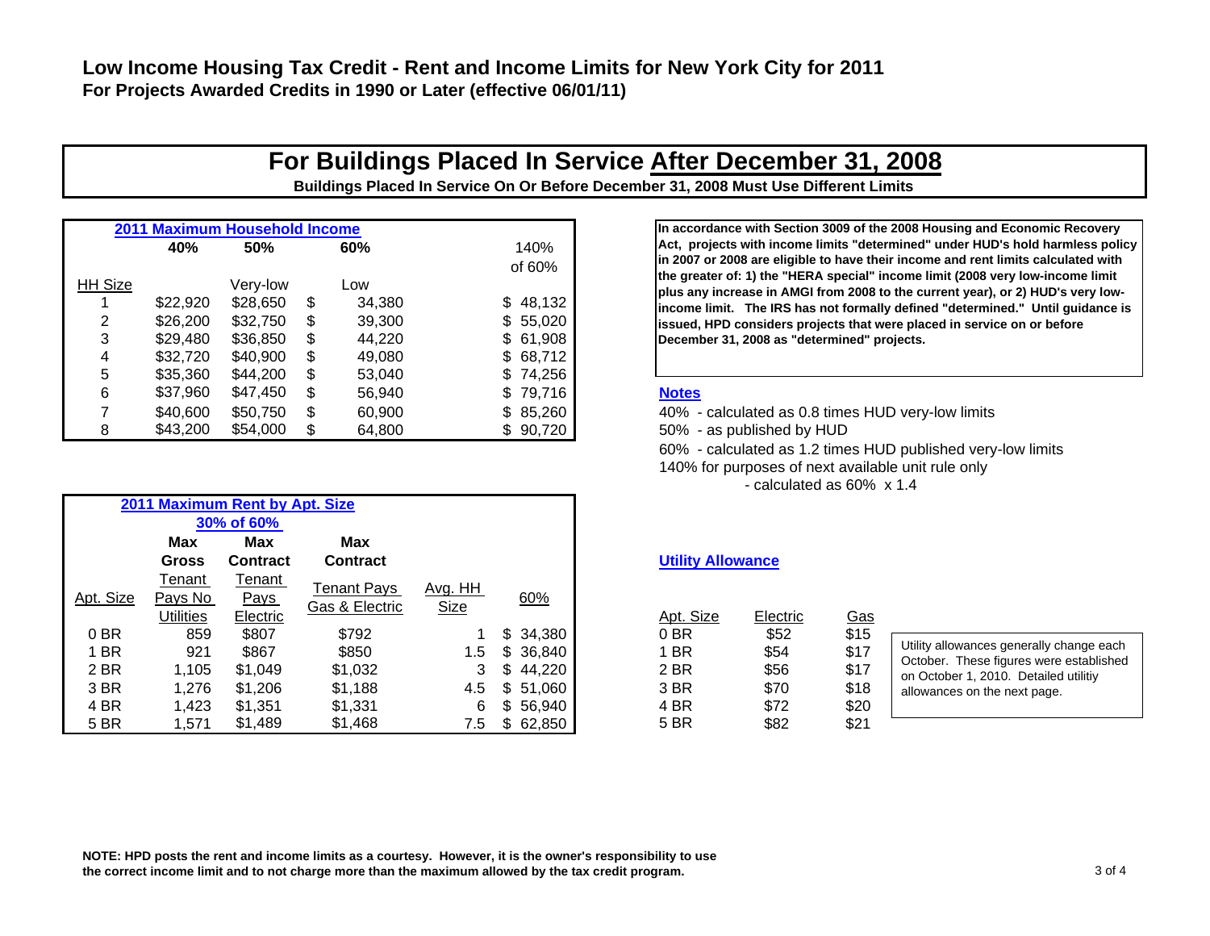# Low Income Housing Tax Credit - Rent and Income Limits for New York City for 2011

**For Projects Awarded Credits in 1990 or Later (effective 06/01/11)**

## For Buildings Placed In Service After December 31, 2008

**Buildings Placed In Service On Or Before December 31, 2008 Must Use Different Limits**

### 2011 Maximum Household Income

| HH Size | 40% | 50% Very-low | 60% Low | 140% of 60% |
|---|---|---|---|---|
| 1 | $22,920 | $28,650 | $ 34,380 | $ 48,132 |
| 2 | $26,200 | $32,750 | $ 39,300 | $ 55,020 |
| 3 | $29,480 | $36,850 | $ 44,220 | $ 61,908 |
| 4 | $32,720 | $40,900 | $ 49,080 | $ 68,712 |
| 5 | $35,360 | $44,200 | $ 53,040 | $ 74,256 |
| 6 | $37,960 | $47,450 | $ 56,940 | $ 79,716 |
| 7 | $40,600 | $50,750 | $ 60,900 | $ 85,260 |
| 8 | $43,200 | $54,000 | $ 64,800 | $ 90,720 |

**In accordance with Section 3009 of the 2008 Housing and Economic Recovery Act, projects with income limits "determined" under HUD's hold harmless policy in 2007 or 2008 are eligible to have their income and rent limits calculated with the greater of: 1) the "HERA special" income limit (2008 very low-income limit plus any increase in AMGI from 2008 to the current year), or 2) HUD's very low-income limit. The IRS has not formally defined "determined." Until guidance is issued, HPD considers projects that were placed in service on or before December 31, 2008 as "determined" projects.**

### Notes

40% - calculated as 0.8 times HUD very-low limits

50% - as published by HUD

60% - calculated as 1.2 times HUD published very-low limits

140% for purposes of next available unit rule only
- calculated as 60% x 1.4

### 2011 Maximum Rent by Apt. Size

| Apt. Size | 30% of 60% Max Gross Tenant Pays No Utilities | Max Contract Tenant Pays Electric | Max Contract Tenant Pays Gas & Electric | Avg. HH Size | 60% |
|---|---|---|---|---|---|
| 0 BR | 859 | $807 | $792 | 1 | $ 34,380 |
| 1 BR | 921 | $867 | $850 | 1.5 | $ 36,840 |
| 2 BR | 1,105 | $1,049 | $1,032 | 3 | $ 44,220 |
| 3 BR | 1,276 | $1,206 | $1,188 | 4.5 | $ 51,060 |
| 4 BR | 1,423 | $1,351 | $1,331 | 6 | $ 56,940 |
| 5 BR | 1,571 | $1,489 | $1,468 | 7.5 | $ 62,850 |

### Utility Allowance

| Apt. Size | Electric | Gas |
|---|---|---|
| 0 BR | $52 | $15 |
| 1 BR | $54 | $17 |
| 2 BR | $56 | $17 |
| 3 BR | $70 | $18 |
| 4 BR | $72 | $20 |
| 5 BR | $82 | $21 |

Utility allowances generally change each October. These figures were established on October 1, 2010. Detailed utilitiy allowances on the next page.

**NOTE: HPD posts the rent and income limits as a courtesy. However, it is the owner's responsibility to use the correct income limit and to not charge more than the maximum allowed by the tax credit program.**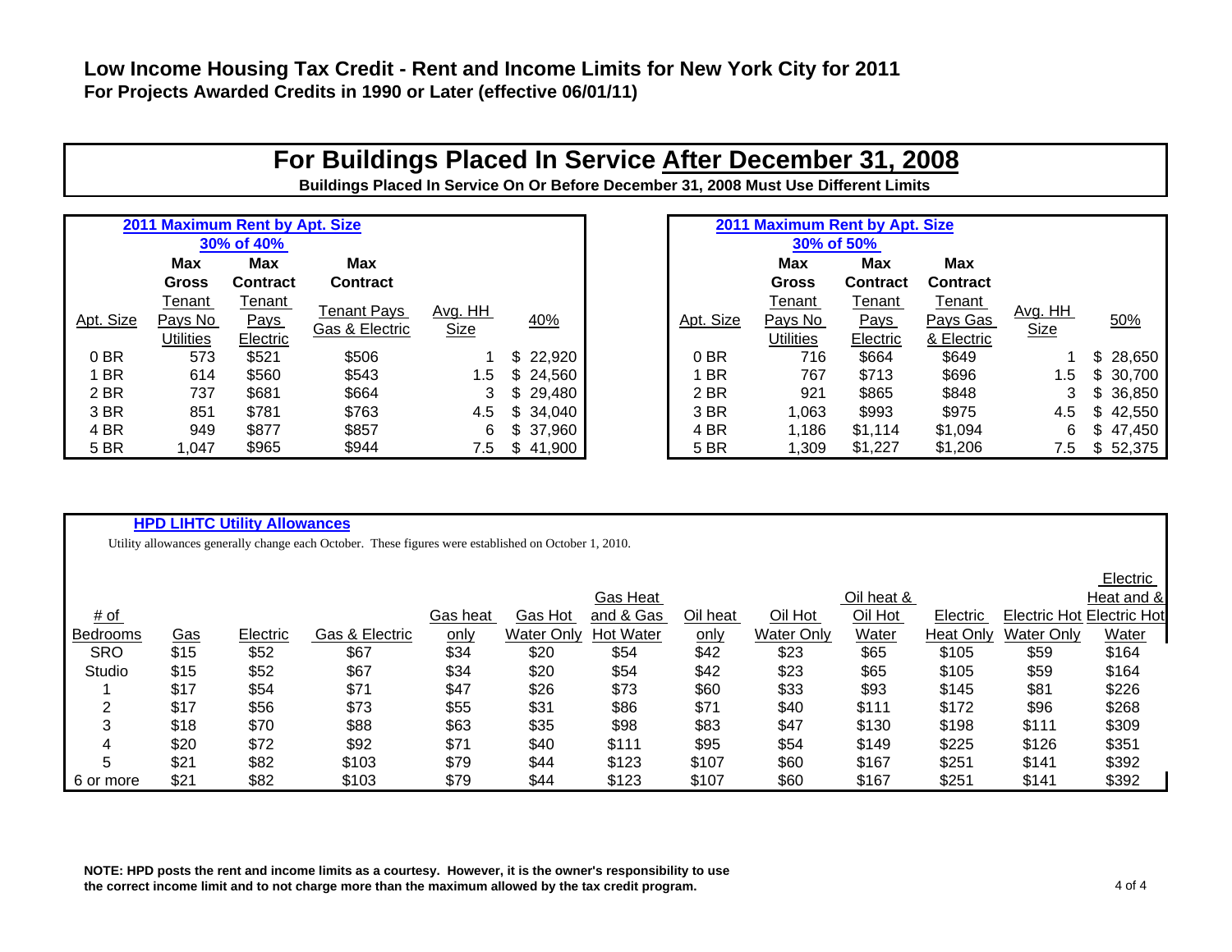## Low Income Housing Tax Credit - Rent and Income Limits for New York City for 2011
### For Projects Awarded Credits in 1990 or Later (effective 06/01/11)

# For Buildings Placed In Service After December 31, 2008

**Buildings Placed In Service On Or Before December 31, 2008 Must Use Different Limits**

**2011 Maximum Rent by Apt. Size**
**30% of 40%**

| Apt. Size | Max Gross Tenant Pays No Utilities | Max Contract Tenant Pays Electric | Max Contract Tenant Pays Gas & Electric | Avg. HH Size | 40% |
|---|---|---|---|---|---|
| 0 BR | 573 | $521 | $506 | 1 | $ 22,920 |
| 1 BR | 614 | $560 | $543 | 1.5 | $ 24,560 |
| 2 BR | 737 | $681 | $664 | 3 | $ 29,480 |
| 3 BR | 851 | $781 | $763 | 4.5 | $ 34,040 |
| 4 BR | 949 | $877 | $857 | 6 | $ 37,960 |
| 5 BR | 1,047 | $965 | $944 | 7.5 | $ 41,900 |

**2011 Maximum Rent by Apt. Size**
**30% of 50%**

| Apt. Size | Max Gross Tenant Pays No Utilities | Max Contract Tenant Pays Electric | Max Contract Tenant Pays Gas & Electric | Avg. HH Size | 50% |
|---|---|---|---|---|---|
| 0 BR | 716 | $664 | $649 | 1 | $ 28,650 |
| 1 BR | 767 | $713 | $696 | 1.5 | $ 30,700 |
| 2 BR | 921 | $865 | $848 | 3 | $ 36,850 |
| 3 BR | 1,063 | $993 | $975 | 4.5 | $ 42,550 |
| 4 BR | 1,186 | $1,114 | $1,094 | 6 | $ 47,450 |
| 5 BR | 1,309 | $1,227 | $1,206 | 7.5 | $ 52,375 |

**HPD LIHTC Utility Allowances**

Utility allowances generally change each October. These figures were established on October 1, 2010.

| # of Bedrooms | Gas | Electric | Gas & Electric | Gas heat only | Gas Hot Water Only | Gas Heat and & Gas Hot Water | Oil heat only | Oil Hot Water Only | Oil heat & Oil Hot Water | Electric Heat Only | Electric Hot Water Only | Electric Heat and & Electric Hot Water |
|---|---|---|---|---|---|---|---|---|---|---|---|---|
| SRO | $15 | $52 | $67 | $34 | $20 | $54 | $42 | $23 | $65 | $105 | $59 | $164 |
| Studio | $15 | $52 | $67 | $34 | $20 | $54 | $42 | $23 | $65 | $105 | $59 | $164 |
| 1 | $17 | $54 | $71 | $47 | $26 | $73 | $60 | $33 | $93 | $145 | $81 | $226 |
| 2 | $17 | $56 | $73 | $55 | $31 | $86 | $71 | $40 | $111 | $172 | $96 | $268 |
| 3 | $18 | $70 | $88 | $63 | $35 | $98 | $83 | $47 | $130 | $198 | $111 | $309 |
| 4 | $20 | $72 | $92 | $71 | $40 | $111 | $95 | $54 | $149 | $225 | $126 | $351 |
| 5 | $21 | $82 | $103 | $79 | $44 | $123 | $107 | $60 | $167 | $251 | $141 | $392 |
| 6 or more | $21 | $82 | $103 | $79 | $44 | $123 | $107 | $60 | $167 | $251 | $141 | $392 |

**NOTE: HPD posts the rent and income limits as a courtesy. However, it is the owner's responsibility to use the correct income limit and to not charge more than the maximum allowed by the tax credit program.**